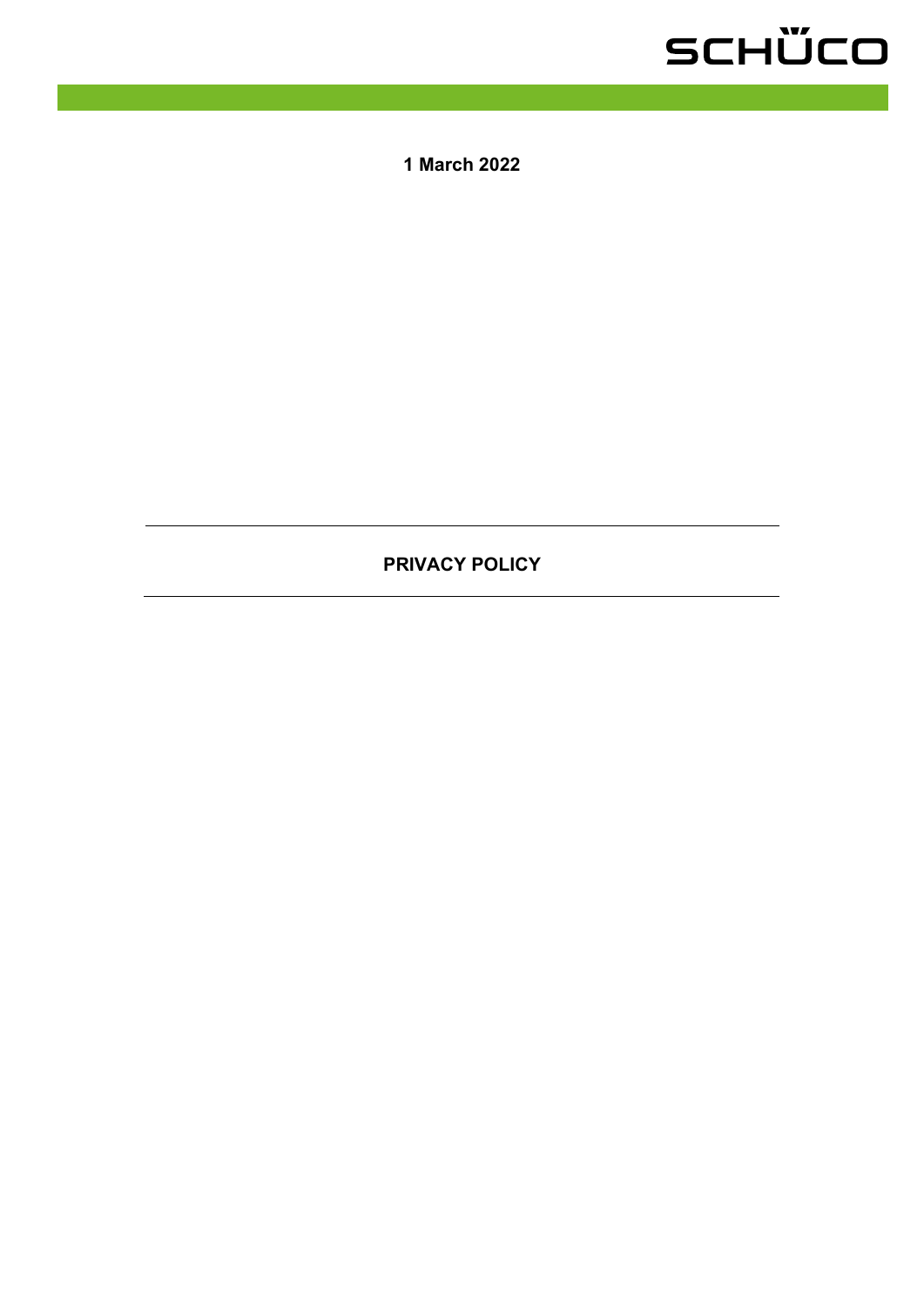**1 March 2022**

---

# PRIVACY POLICY

---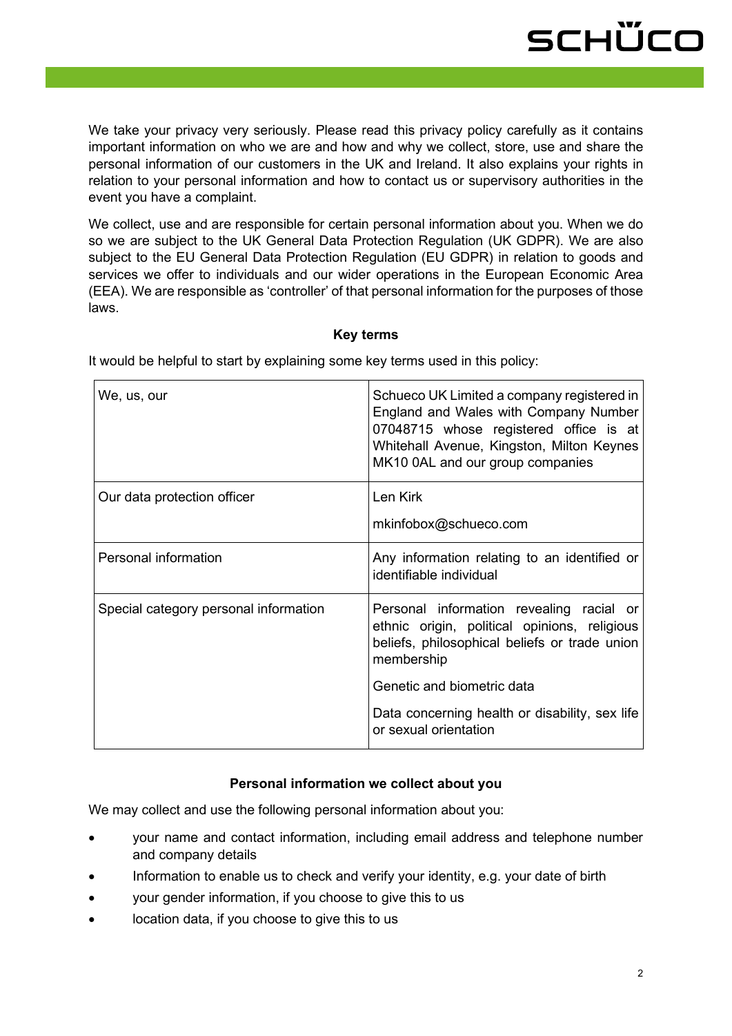We take your privacy very seriously. Please read this privacy policy carefully as it contains important information on who we are and how and why we collect, store, use and share the personal information of our customers in the UK and Ireland. It also explains your rights in relation to your personal information and how to contact us or supervisory authorities in the event you have a complaint.

We collect, use and are responsible for certain personal information about you. When we do so we are subject to the UK General Data Protection Regulation (UK GDPR). We are also subject to the EU General Data Protection Regulation (EU GDPR) in relation to goods and services we offer to individuals and our wider operations in the European Economic Area (EEA). We are responsible as 'controller' of that personal information for the purposes of those laws.

## Key terms

It would be helpful to start by explaining some key terms used in this policy:

| | |
|---|---|
| We, us, our | Schueco UK Limited a company registered in England and Wales with Company Number 07048715 whose registered office is at Whitehall Avenue, Kingston, Milton Keynes MK10 0AL and our group companies |
| Our data protection officer | Len Kirk<br><br>mkinfobox@schueco.com |
| Personal information | Any information relating to an identified or identifiable individual |
| Special category personal information | Personal information revealing racial or ethnic origin, political opinions, religious beliefs, philosophical beliefs or trade union membership<br><br>Genetic and biometric data<br><br>Data concerning health or disability, sex life or sexual orientation |

## Personal information we collect about you

We may collect and use the following personal information about you:

- your name and contact information, including email address and telephone number and company details
- Information to enable us to check and verify your identity, e.g. your date of birth
- your gender information, if you choose to give this to us
- location data, if you choose to give this to us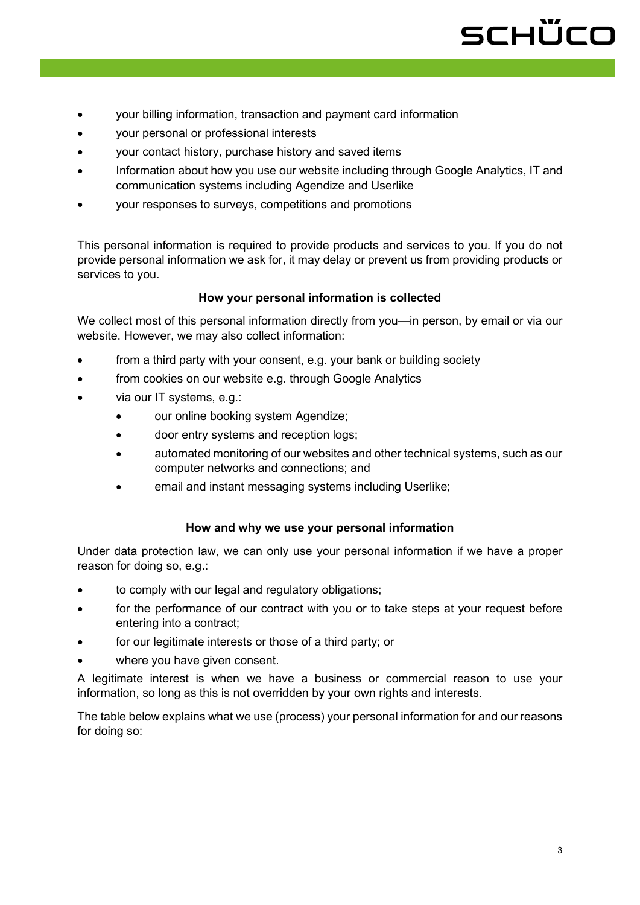- your billing information, transaction and payment card information
- your personal or professional interests
- your contact history, purchase history and saved items
- Information about how you use our website including through Google Analytics, IT and communication systems including Agendize and Userlike
- your responses to surveys, competitions and promotions

This personal information is required to provide products and services to you. If you do not provide personal information we ask for, it may delay or prevent us from providing products or services to you.

**How your personal information is collected**

We collect most of this personal information directly from you—in person, by email or via our website. However, we may also collect information:

- from a third party with your consent, e.g. your bank or building society
- from cookies on our website e.g. through Google Analytics
- via our IT systems, e.g.:
    - our online booking system Agendize;
    - door entry systems and reception logs;
    - automated monitoring of our websites and other technical systems, such as our computer networks and connections; and
    - email and instant messaging systems including Userlike;

**How and why we use your personal information**

Under data protection law, we can only use your personal information if we have a proper reason for doing so, e.g.:

- to comply with our legal and regulatory obligations;
- for the performance of our contract with you or to take steps at your request before entering into a contract;
- for our legitimate interests or those of a third party; or
- where you have given consent.

A legitimate interest is when we have a business or commercial reason to use your information, so long as this is not overridden by your own rights and interests.

The table below explains what we use (process) your personal information for and our reasons for doing so: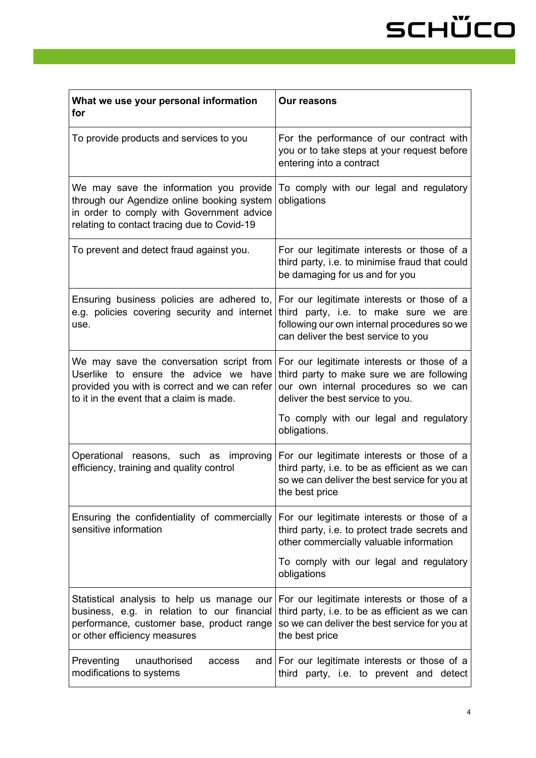| What we use your personal information for | Our reasons |
|---|---|
| To provide products and services to you | For the performance of our contract with you or to take steps at your request before entering into a contract |
| We may save the information you provide through our Agendize online booking system in order to comply with Government advice relating to contact tracing due to Covid-19 | To comply with our legal and regulatory obligations |
| To prevent and detect fraud against you. | For our legitimate interests or those of a third party, i.e. to minimise fraud that could be damaging for us and for you |
| Ensuring business policies are adhered to, e.g. policies covering security and internet use. | For our legitimate interests or those of a third party, i.e. to make sure we are following our own internal procedures so we can deliver the best service to you |
| We may save the conversation script from Userlike to ensure the advice we have provided you with is correct and we can refer to it in the event that a claim is made. | For our legitimate interests or those of a third party to make sure we are following our own internal procedures so we can deliver the best service to you.<br><br>To comply with our legal and regulatory obligations. |
| Operational reasons, such as improving efficiency, training and quality control | For our legitimate interests or those of a third party, i.e. to be as efficient as we can so we can deliver the best service for you at the best price |
| Ensuring the confidentiality of commercially sensitive information | For our legitimate interests or those of a third party, i.e. to protect trade secrets and other commercially valuable information<br><br>To comply with our legal and regulatory obligations |
| Statistical analysis to help us manage our business, e.g. in relation to our financial performance, customer base, product range or other efficiency measures | For our legitimate interests or those of a third party, i.e. to be as efficient as we can so we can deliver the best service for you at the best price |
| Preventing unauthorised access and modifications to systems | For our legitimate interests or those of a third party, i.e. to prevent and detect |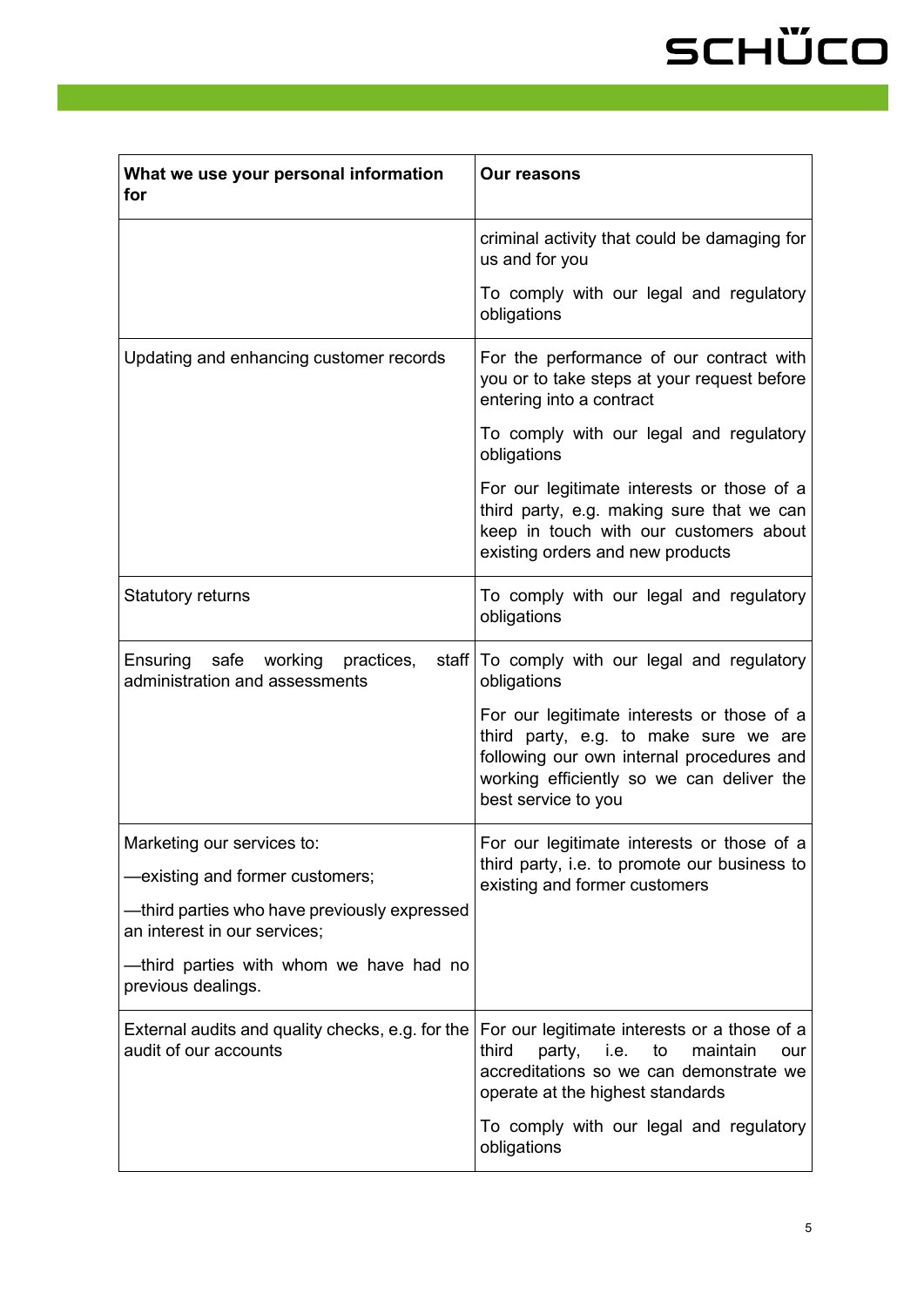| What we use your personal information for | Our reasons |
|---|---|
| | criminal activity that could be damaging for us and for you<br><br>To comply with our legal and regulatory obligations |
| Updating and enhancing customer records | For the performance of our contract with you or to take steps at your request before entering into a contract<br><br>To comply with our legal and regulatory obligations<br><br>For our legitimate interests or those of a third party, e.g. making sure that we can keep in touch with our customers about existing orders and new products |
| Statutory returns | To comply with our legal and regulatory obligations |
| Ensuring safe working practices, staff administration and assessments | To comply with our legal and regulatory obligations<br><br>For our legitimate interests or those of a third party, e.g. to make sure we are following our own internal procedures and working efficiently so we can deliver the best service to you |
| Marketing our services to:<br><br>—existing and former customers;<br><br>—third parties who have previously expressed an interest in our services;<br><br>—third parties with whom we have had no previous dealings. | For our legitimate interests or those of a third party, i.e. to promote our business to existing and former customers |
| External audits and quality checks, e.g. for the audit of our accounts | For our legitimate interests or a those of a third party, i.e. to maintain our accreditations so we can demonstrate we operate at the highest standards<br><br>To comply with our legal and regulatory obligations |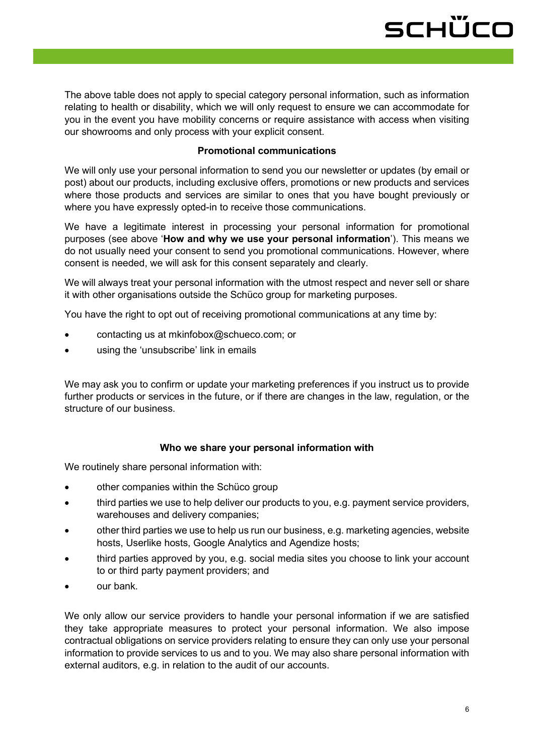The above table does not apply to special category personal information, such as information relating to health or disability, which we will only request to ensure we can accommodate for you in the event you have mobility concerns or require assistance with access when visiting our showrooms and only process with your explicit consent.

**Promotional communications**

We will only use your personal information to send you our newsletter or updates (by email or post) about our products, including exclusive offers, promotions or new products and services where those products and services are similar to ones that you have bought previously or where you have expressly opted-in to receive those communications.

We have a legitimate interest in processing your personal information for promotional purposes (see above '**How and why we use your personal information**'). This means we do not usually need your consent to send you promotional communications. However, where consent is needed, we will ask for this consent separately and clearly.

We will always treat your personal information with the utmost respect and never sell or share it with other organisations outside the Schüco group for marketing purposes.

You have the right to opt out of receiving promotional communications at any time by:

- contacting us at mkinfobox@schueco.com; or
- using the 'unsubscribe' link in emails

We may ask you to confirm or update your marketing preferences if you instruct us to provide further products or services in the future, or if there are changes in the law, regulation, or the structure of our business.

**Who we share your personal information with**

We routinely share personal information with:

- other companies within the Schüco group
- third parties we use to help deliver our products to you, e.g. payment service providers, warehouses and delivery companies;
- other third parties we use to help us run our business, e.g. marketing agencies, website hosts, Userlike hosts, Google Analytics and Agendize hosts;
- third parties approved by you, e.g. social media sites you choose to link your account to or third party payment providers; and
- our bank.

We only allow our service providers to handle your personal information if we are satisfied they take appropriate measures to protect your personal information. We also impose contractual obligations on service providers relating to ensure they can only use your personal information to provide services to us and to you. We may also share personal information with external auditors, e.g. in relation to the audit of our accounts.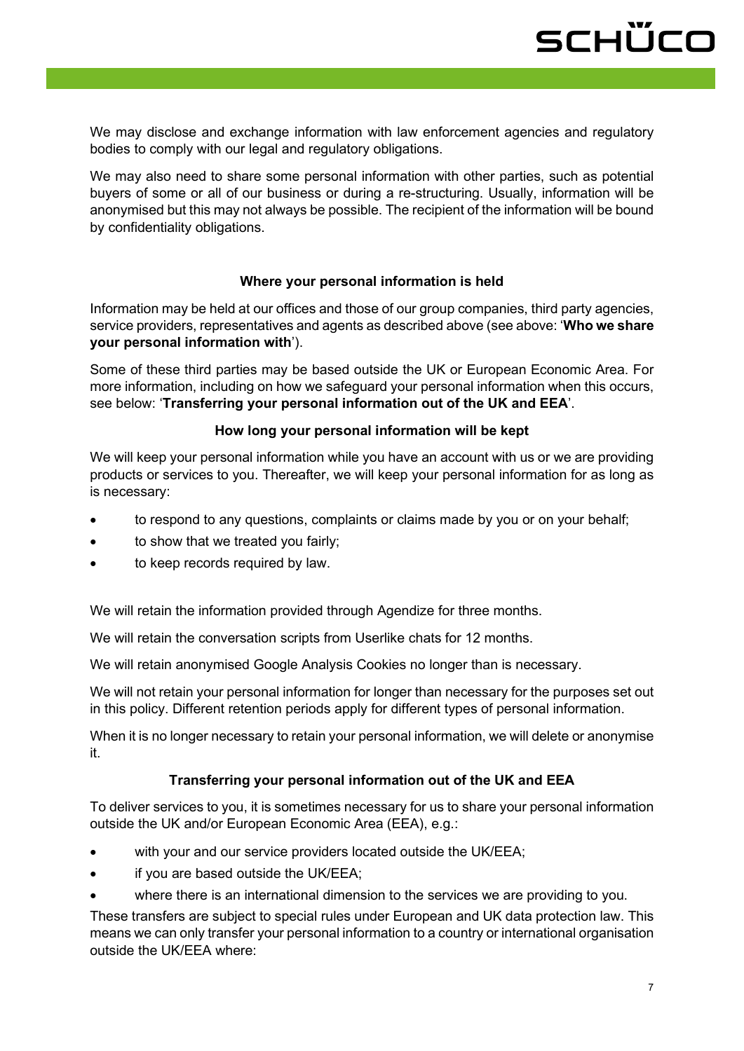We may disclose and exchange information with law enforcement agencies and regulatory bodies to comply with our legal and regulatory obligations.

We may also need to share some personal information with other parties, such as potential buyers of some or all of our business or during a re-structuring. Usually, information will be anonymised but this may not always be possible. The recipient of the information will be bound by confidentiality obligations.

### Where your personal information is held

Information may be held at our offices and those of our group companies, third party agencies, service providers, representatives and agents as described above (see above: '**Who we share your personal information with**').

Some of these third parties may be based outside the UK or European Economic Area. For more information, including on how we safeguard your personal information when this occurs, see below: '**Transferring your personal information out of the UK and EEA**'.

### How long your personal information will be kept

We will keep your personal information while you have an account with us or we are providing products or services to you. Thereafter, we will keep your personal information for as long as is necessary:

- to respond to any questions, complaints or claims made by you or on your behalf;
- to show that we treated you fairly;
- to keep records required by law.

We will retain the information provided through Agendize for three months.

We will retain the conversation scripts from Userlike chats for 12 months.

We will retain anonymised Google Analysis Cookies no longer than is necessary.

We will not retain your personal information for longer than necessary for the purposes set out in this policy. Different retention periods apply for different types of personal information.

When it is no longer necessary to retain your personal information, we will delete or anonymise it.

### Transferring your personal information out of the UK and EEA

To deliver services to you, it is sometimes necessary for us to share your personal information outside the UK and/or European Economic Area (EEA), e.g.:

- with your and our service providers located outside the UK/EEA;
- if you are based outside the UK/EEA;
- where there is an international dimension to the services we are providing to you.

These transfers are subject to special rules under European and UK data protection law. This means we can only transfer your personal information to a country or international organisation outside the UK/EEA where: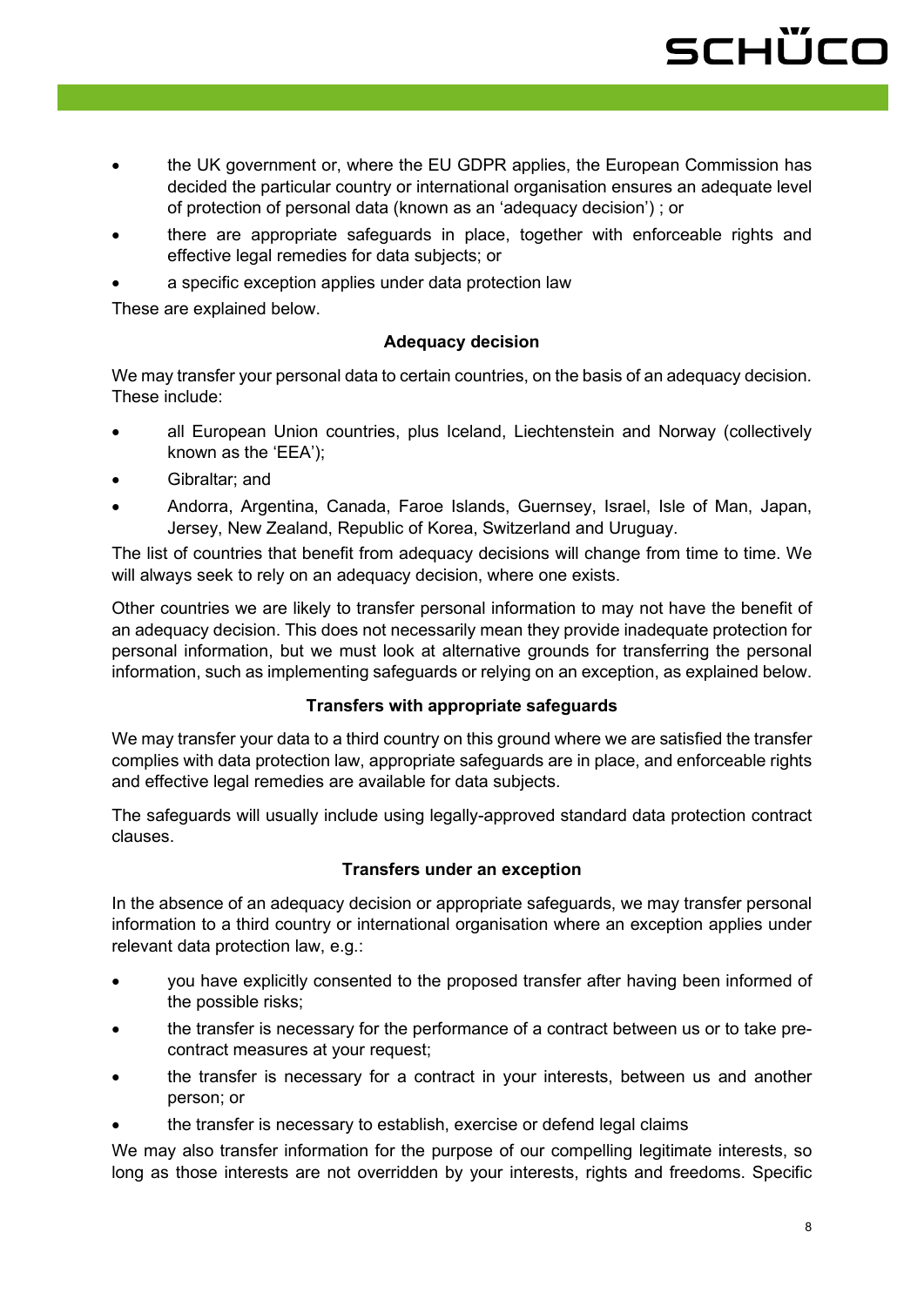- the UK government or, where the EU GDPR applies, the European Commission has decided the particular country or international organisation ensures an adequate level of protection of personal data (known as an 'adequacy decision') ; or
- there are appropriate safeguards in place, together with enforceable rights and effective legal remedies for data subjects; or
- a specific exception applies under data protection law

These are explained below.

**Adequacy decision**

We may transfer your personal data to certain countries, on the basis of an adequacy decision. These include:

- all European Union countries, plus Iceland, Liechtenstein and Norway (collectively known as the 'EEA');
- Gibraltar; and
- Andorra, Argentina, Canada, Faroe Islands, Guernsey, Israel, Isle of Man, Japan, Jersey, New Zealand, Republic of Korea, Switzerland and Uruguay.

The list of countries that benefit from adequacy decisions will change from time to time. We will always seek to rely on an adequacy decision, where one exists.

Other countries we are likely to transfer personal information to may not have the benefit of an adequacy decision. This does not necessarily mean they provide inadequate protection for personal information, but we must look at alternative grounds for transferring the personal information, such as implementing safeguards or relying on an exception, as explained below.

**Transfers with appropriate safeguards**

We may transfer your data to a third country on this ground where we are satisfied the transfer complies with data protection law, appropriate safeguards are in place, and enforceable rights and effective legal remedies are available for data subjects.

The safeguards will usually include using legally-approved standard data protection contract clauses.

**Transfers under an exception**

In the absence of an adequacy decision or appropriate safeguards, we may transfer personal information to a third country or international organisation where an exception applies under relevant data protection law, e.g.:

- you have explicitly consented to the proposed transfer after having been informed of the possible risks;
- the transfer is necessary for the performance of a contract between us or to take pre-contract measures at your request;
- the transfer is necessary for a contract in your interests, between us and another person; or
- the transfer is necessary to establish, exercise or defend legal claims

We may also transfer information for the purpose of our compelling legitimate interests, so long as those interests are not overridden by your interests, rights and freedoms. Specific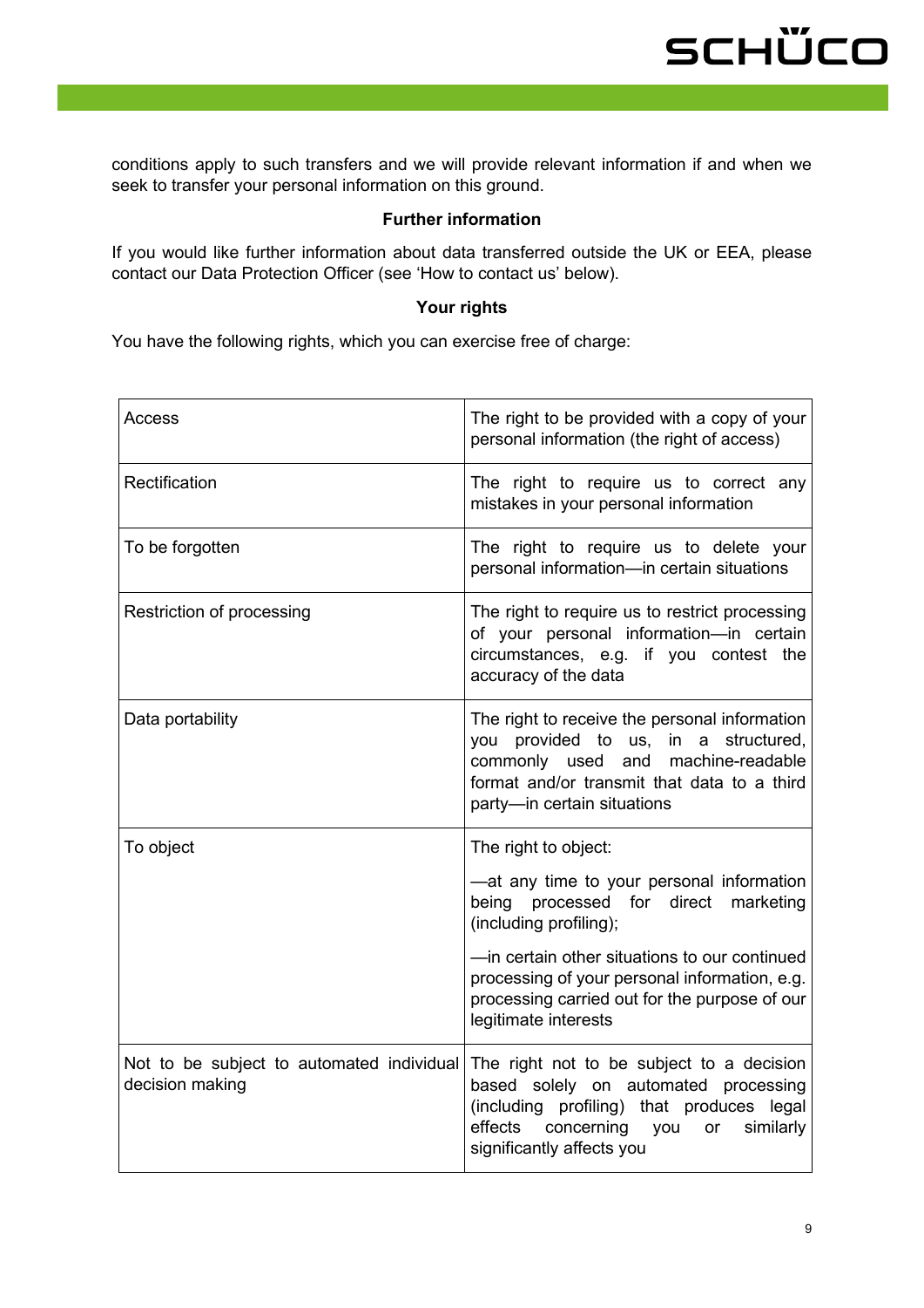conditions apply to such transfers and we will provide relevant information if and when we seek to transfer your personal information on this ground.

**Further information**

If you would like further information about data transferred outside the UK or EEA, please contact our Data Protection Officer (see 'How to contact us' below).

**Your rights**

You have the following rights, which you can exercise free of charge:

| | |
|---|---|
| Access | The right to be provided with a copy of your personal information (the right of access) |
| Rectification | The right to require us to correct any mistakes in your personal information |
| To be forgotten | The right to require us to delete your personal information—in certain situations |
| Restriction of processing | The right to require us to restrict processing of your personal information—in certain circumstances, e.g. if you contest the accuracy of the data |
| Data portability | The right to receive the personal information you provided to us, in a structured, commonly used and machine-readable format and/or transmit that data to a third party—in certain situations |
| To object | The right to object:<br><br>—at any time to your personal information being processed for direct marketing (including profiling);<br><br>—in certain other situations to our continued processing of your personal information, e.g. processing carried out for the purpose of our legitimate interests |
| Not to be subject to automated individual decision making | The right not to be subject to a decision based solely on automated processing (including profiling) that produces legal effects concerning you or similarly significantly affects you |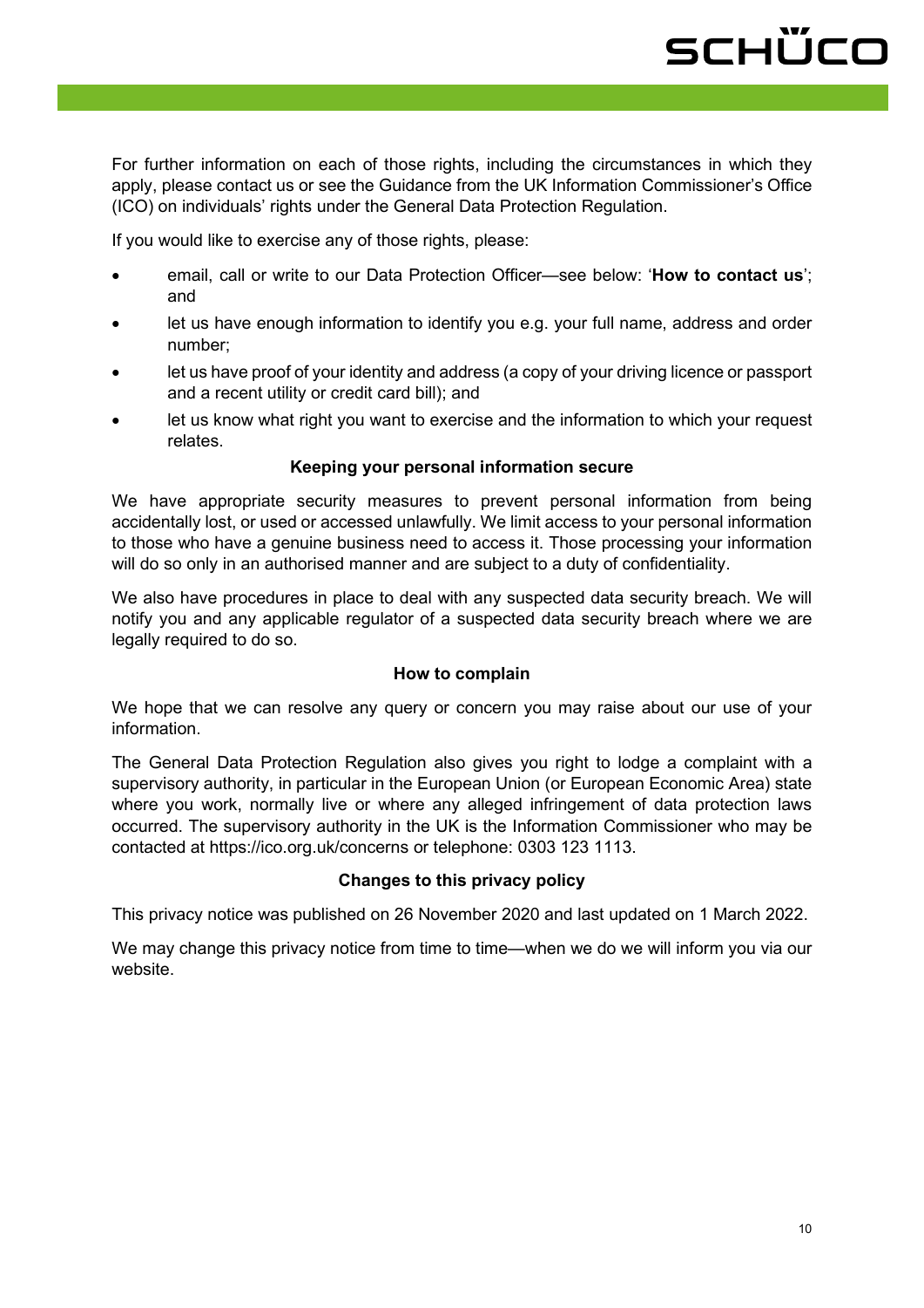For further information on each of those rights, including the circumstances in which they apply, please contact us or see the Guidance from the UK Information Commissioner's Office (ICO) on individuals' rights under the General Data Protection Regulation.

If you would like to exercise any of those rights, please:

- email, call or write to our Data Protection Officer—see below: '**How to contact us**'; and
- let us have enough information to identify you e.g. your full name, address and order number;
- let us have proof of your identity and address (a copy of your driving licence or passport and a recent utility or credit card bill); and
- let us know what right you want to exercise and the information to which your request relates.

**Keeping your personal information secure**

We have appropriate security measures to prevent personal information from being accidentally lost, or used or accessed unlawfully. We limit access to your personal information to those who have a genuine business need to access it. Those processing your information will do so only in an authorised manner and are subject to a duty of confidentiality.

We also have procedures in place to deal with any suspected data security breach. We will notify you and any applicable regulator of a suspected data security breach where we are legally required to do so.

**How to complain**

We hope that we can resolve any query or concern you may raise about our use of your information.

The General Data Protection Regulation also gives you right to lodge a complaint with a supervisory authority, in particular in the European Union (or European Economic Area) state where you work, normally live or where any alleged infringement of data protection laws occurred. The supervisory authority in the UK is the Information Commissioner who may be contacted at https://ico.org.uk/concerns or telephone: 0303 123 1113.

**Changes to this privacy policy**

This privacy notice was published on 26 November 2020 and last updated on 1 March 2022.

We may change this privacy notice from time to time—when we do we will inform you via our website.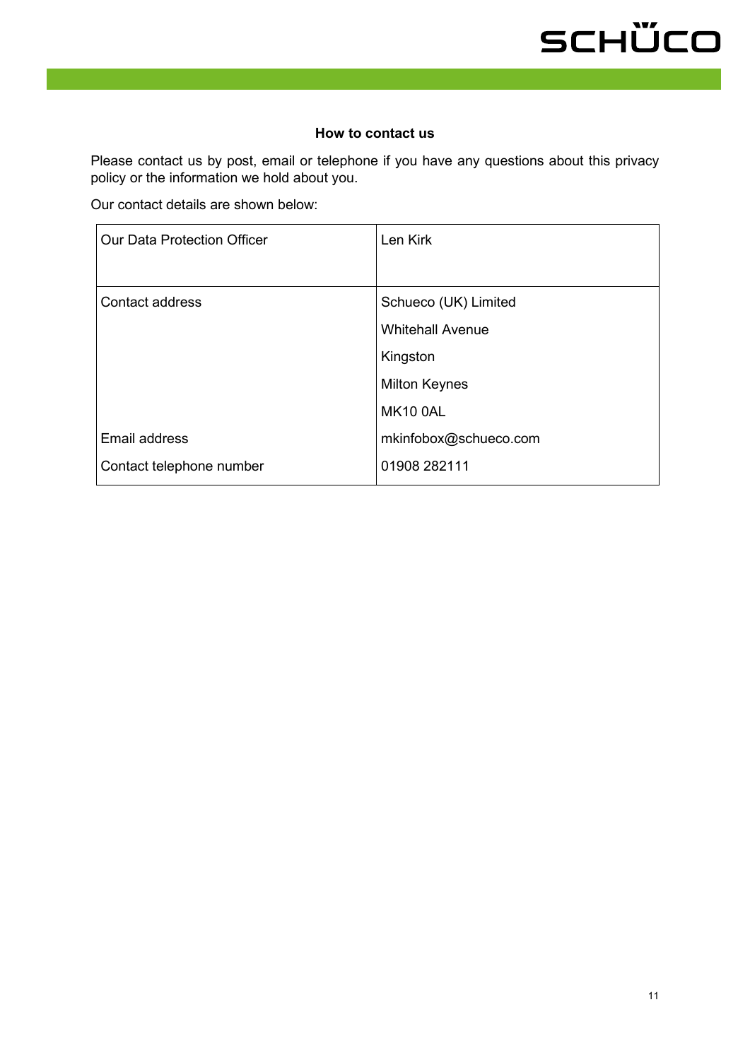## How to contact us

Please contact us by post, email or telephone if you have any questions about this privacy policy or the information we hold about you.

Our contact details are shown below:

| | |
|---|---|
| Our Data Protection Officer | Len Kirk |
| Contact address | Schueco (UK) Limited<br>Whitehall Avenue<br>Kingston<br>Milton Keynes<br>MK10 0AL |
| Email address | mkinfobox@schueco.com |
| Contact telephone number | 01908 282111 |